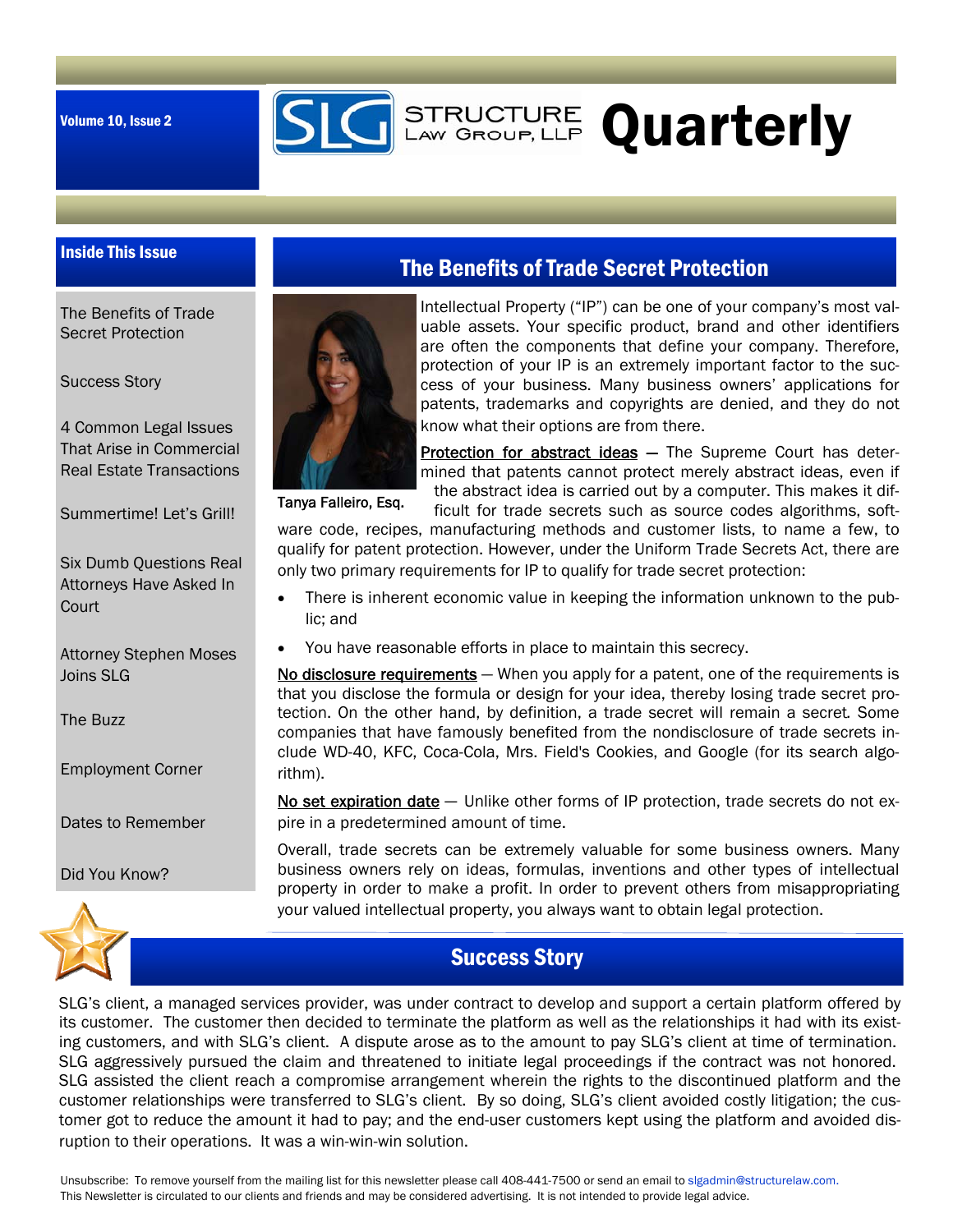Volume 10, Issue 2

# SLG Structure Law Group, LLP Quarterly

## Inside This Issue

- The Benefits of Trade Secret Protection
- Success Story
- 4 Common Legal Issues That Arise in Commercial Real Estate Transactions
- Summertime! Let's Grill!
- Six Dumb Questions Real Attorneys Have Asked In Court
- Attorney Stephen Moses Joins SLG
- The Buzz
- Employment Corner
- Dates to Remember
- Did You Know?

## The Benefits of Trade Secret Protection

Tanya Falleiro, Esq.

Intellectual Property ("IP") can be one of your company's most valuable assets. Your specific product, brand and other identifiers are often the components that define your company. Therefore, protection of your IP is an extremely important factor to the success of your business. Many business owners' applications for patents, trademarks and copyrights are denied, and they do not know what their options are from there.

Protection for abstract ideas — The Supreme Court has determined that patents cannot protect merely abstract ideas, even if the abstract idea is carried out by a computer. This makes it difficult for trade secrets such as source codes algorithms, software code, recipes, manufacturing methods and customer lists, to name a few, to qualify for patent protection. However, under the Uniform Trade Secrets Act, there are only two primary requirements for IP to qualify for trade secret protection:

- There is inherent economic value in keeping the information unknown to the public; and
- You have reasonable efforts in place to maintain this secrecy.

No disclosure requirements — When you apply for a patent, one of the requirements is that you disclose the formula or design for your idea, thereby losing trade secret protection. On the other hand, by definition, a trade secret will remain a secret. Some companies that have famously benefited from the nondisclosure of trade secrets include WD-40, KFC, Coca-Cola, Mrs. Field's Cookies, and Google (for its search algorithm).

No set expiration date — Unlike other forms of IP protection, trade secrets do not expire in a predetermined amount of time.

Overall, trade secrets can be extremely valuable for some business owners. Many business owners rely on ideas, formulas, inventions and other types of intellectual property in order to make a profit. In order to prevent others from misappropriating your valued intellectual property, you always want to obtain legal protection.

## Success Story

SLG's client, a managed services provider, was under contract to develop and support a certain platform offered by its customer. The customer then decided to terminate the platform as well as the relationships it had with its existing customers, and with SLG's client. A dispute arose as to the amount to pay SLG's client at time of termination. SLG aggressively pursued the claim and threatened to initiate legal proceedings if the contract was not honored. SLG assisted the client reach a compromise arrangement wherein the rights to the discontinued platform and the customer relationships were transferred to SLG's client. By so doing, SLG's client avoided costly litigation; the customer got to reduce the amount it had to pay; and the end-user customers kept using the platform and avoided disruption to their operations. It was a win-win-win solution.

Unsubscribe: To remove yourself from the mailing list for this newsletter please call 408-441-7500 or send an email to slgadmin@structurelaw.com. This Newsletter is circulated to our clients and friends and may be considered advertising. It is not intended to provide legal advice.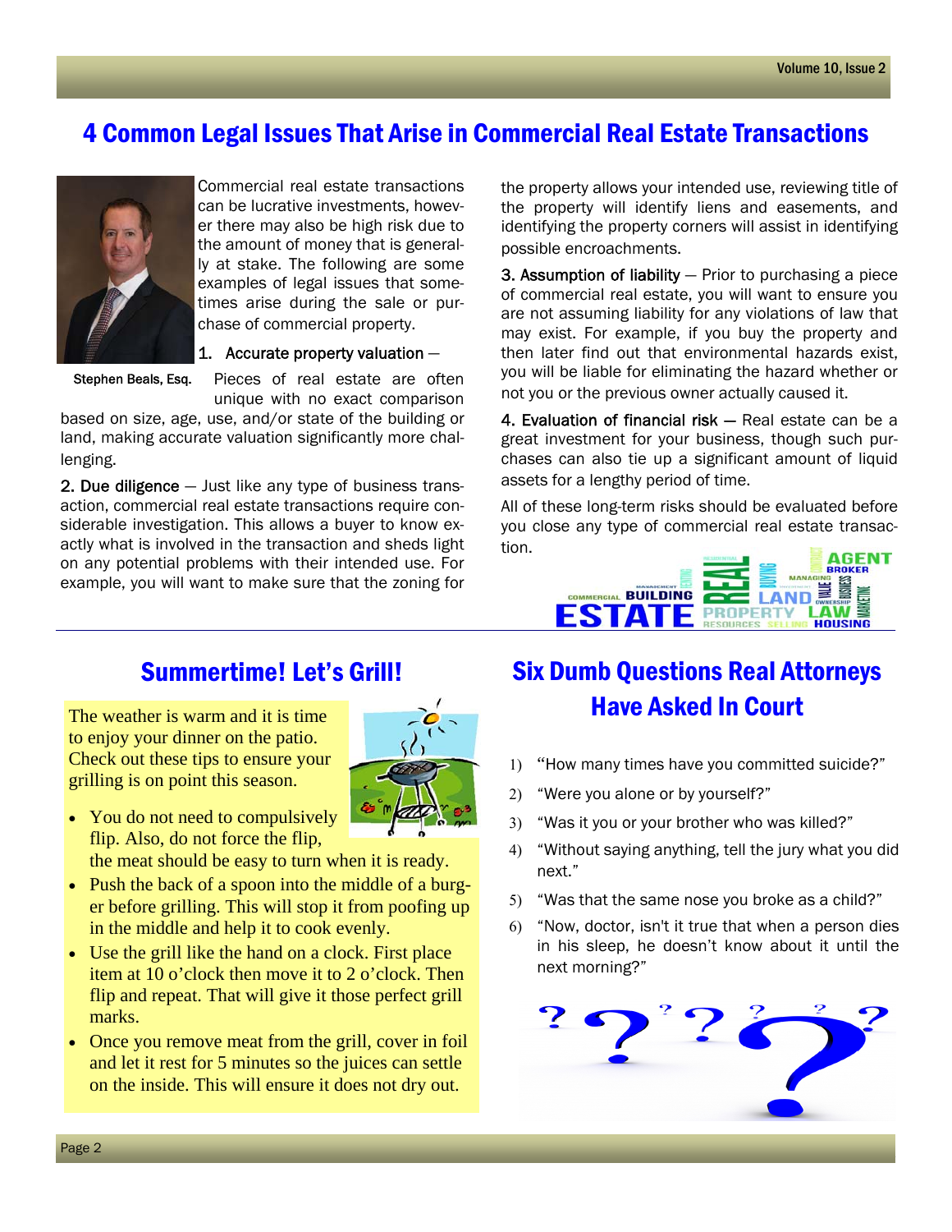# 4 Common Legal Issues That Arise in Commercial Real Estate Transactions

Stephen Beals, Esq.

Commercial real estate transactions can be lucrative investments, however there may also be high risk due to the amount of money that is generally at stake. The following are some examples of legal issues that sometimes arise during the sale or purchase of commercial property.

1. Accurate property valuation — Pieces of real estate are often unique with no exact comparison based on size, age, use, and/or state of the building or land, making accurate valuation significantly more challenging.

2. Due diligence — Just like any type of business transaction, commercial real estate transactions require considerable investigation. This allows a buyer to know exactly what is involved in the transaction and sheds light on any potential problems with their intended use. For example, you will want to make sure that the zoning for the property allows your intended use, reviewing title of the property will identify liens and easements, and identifying the property corners will assist in identifying possible encroachments.

3. Assumption of liability — Prior to purchasing a piece of commercial real estate, you will want to ensure you are not assuming liability for any violations of law that may exist. For example, if you buy the property and then later find out that environmental hazards exist, you will be liable for eliminating the hazard whether or not you or the previous owner actually caused it.

4. Evaluation of financial risk — Real estate can be a great investment for your business, though such purchases can also tie up a significant amount of liquid assets for a lengthy period of time.

All of these long-term risks should be evaluated before you close any type of commercial real estate transaction.

## Summertime! Let's Grill!

The weather is warm and it is time to enjoy your dinner on the patio. Check out these tips to ensure your grilling is on point this season.

- You do not need to compulsively flip. Also, do not force the flip, the meat should be easy to turn when it is ready.
- Push the back of a spoon into the middle of a burger before grilling. This will stop it from poofing up in the middle and help it to cook evenly.
- Use the grill like the hand on a clock. First place item at 10 o'clock then move it to 2 o'clock. Then flip and repeat. That will give it those perfect grill marks.
- Once you remove meat from the grill, cover in foil and let it rest for 5 minutes so the juices can settle on the inside. This will ensure it does not dry out.

## Six Dumb Questions Real Attorneys Have Asked In Court

1) "How many times have you committed suicide?"
2) "Were you alone or by yourself?"
3) "Was it you or your brother who was killed?"
4) "Without saying anything, tell the jury what you did next."
5) "Was that the same nose you broke as a child?"
6) "Now, doctor, isn't it true that when a person dies in his sleep, he doesn't know about it until the next morning?"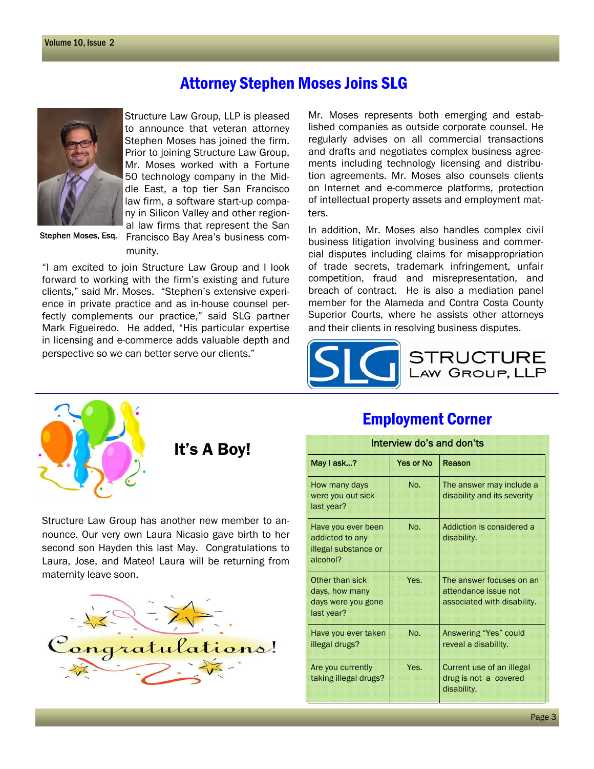# Attorney Stephen Moses Joins SLG

Stephen Moses, Esq.

Structure Law Group, LLP is pleased to announce that veteran attorney Stephen Moses has joined the firm. Prior to joining Structure Law Group, Mr. Moses worked with a Fortune 50 technology company in the Middle East, a top tier San Francisco law firm, a software start-up company in Silicon Valley and other regional law firms that represent the San Francisco Bay Area's business community.

"I am excited to join Structure Law Group and I look forward to working with the firm's existing and future clients," said Mr. Moses. "Stephen's extensive experience in private practice and as in-house counsel perfectly complements our practice," said SLG partner Mark Figueiredo. He added, "His particular expertise in licensing and e-commerce adds valuable depth and perspective so we can better serve our clients."

Mr. Moses represents both emerging and established companies as outside corporate counsel. He regularly advises on all commercial transactions and drafts and negotiates complex business agreements including technology licensing and distribution agreements. Mr. Moses also counsels clients on Internet and e-commerce platforms, protection of intellectual property assets and employment matters.

In addition, Mr. Moses also handles complex civil business litigation involving business and commercial disputes including claims for misappropriation of trade secrets, trademark infringement, unfair competition, fraud and misrepresentation, and breach of contract. He is also a mediation panel member for the Alameda and Contra Costa County Superior Courts, where he assists other attorneys and their clients in resolving business disputes.

SLG STRUCTURE LAW GROUP, LLP

## It's A Boy!

Structure Law Group has another new member to announce. Our very own Laura Nicasio gave birth to her second son Hayden this last May. Congratulations to Laura, Jose, and Mateo! Laura will be returning from maternity leave soon.

Congratulations!

## Employment Corner

Interview do's and don'ts

| May I ask...? | Yes or No | Reason |
|---|---|---|
| How many days were you out sick last year? | No. | The answer may include a disability and its severity |
| Have you ever been addicted to any illegal substance or alcohol? | No. | Addiction is considered a disability. |
| Other than sick days, how many days were you gone last year? | Yes. | The answer focuses on an attendance issue not associated with disability. |
| Have you ever taken illegal drugs? | No. | Answering "Yes" could reveal a disability. |
| Are you currently taking illegal drugs? | Yes. | Current use of an illegal drug is not a covered disability. |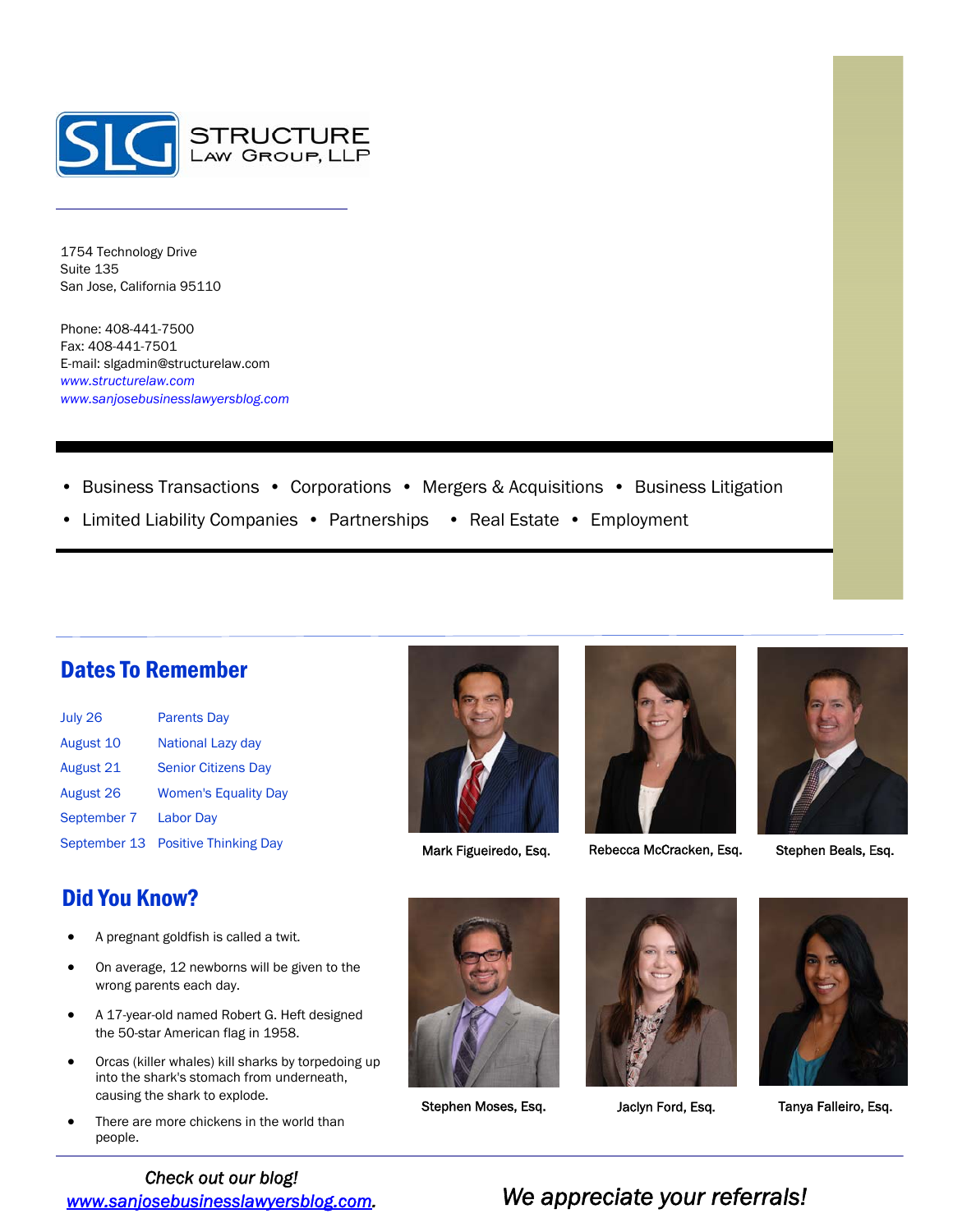**STRUCTURE LAW GROUP, LLP**

1754 Technology Drive
Suite 135
San Jose, California 95110

Phone: 408-441-7500
Fax: 408-441-7501
E-mail: slgadmin@structurelaw.com
*www.structurelaw.com*
*www.sanjosebusinesslawyersblog.com*

- Business Transactions • Corporations • Mergers & Acquisitions • Business Litigation
- Limited Liability Companies • Partnerships • Real Estate • Employment

## Dates To Remember

| | |
|---|---|
| July 26 | Parents Day |
| August 10 | National Lazy day |
| August 21 | Senior Citizens Day |
| August 26 | Women's Equality Day |
| September 7 | Labor Day |
| September 13 | Positive Thinking Day |

Mark Figueiredo, Esq.

Rebecca McCracken, Esq.

Stephen Beals, Esq.

## Did You Know?

- A pregnant goldfish is called a twit.
- On average, 12 newborns will be given to the wrong parents each day.
- A 17-year-old named Robert G. Heft designed the 50-star American flag in 1958.
- Orcas (killer whales) kill sharks by torpedoing up into the shark's stomach from underneath, causing the shark to explode.
- There are more chickens in the world than people.

Stephen Moses, Esq.

Jaclyn Ford, Esq.

Tanya Falleiro, Esq.

*Check out our blog!*
*www.sanjosebusinesslawyersblog.com.*

*We appreciate your referrals!*